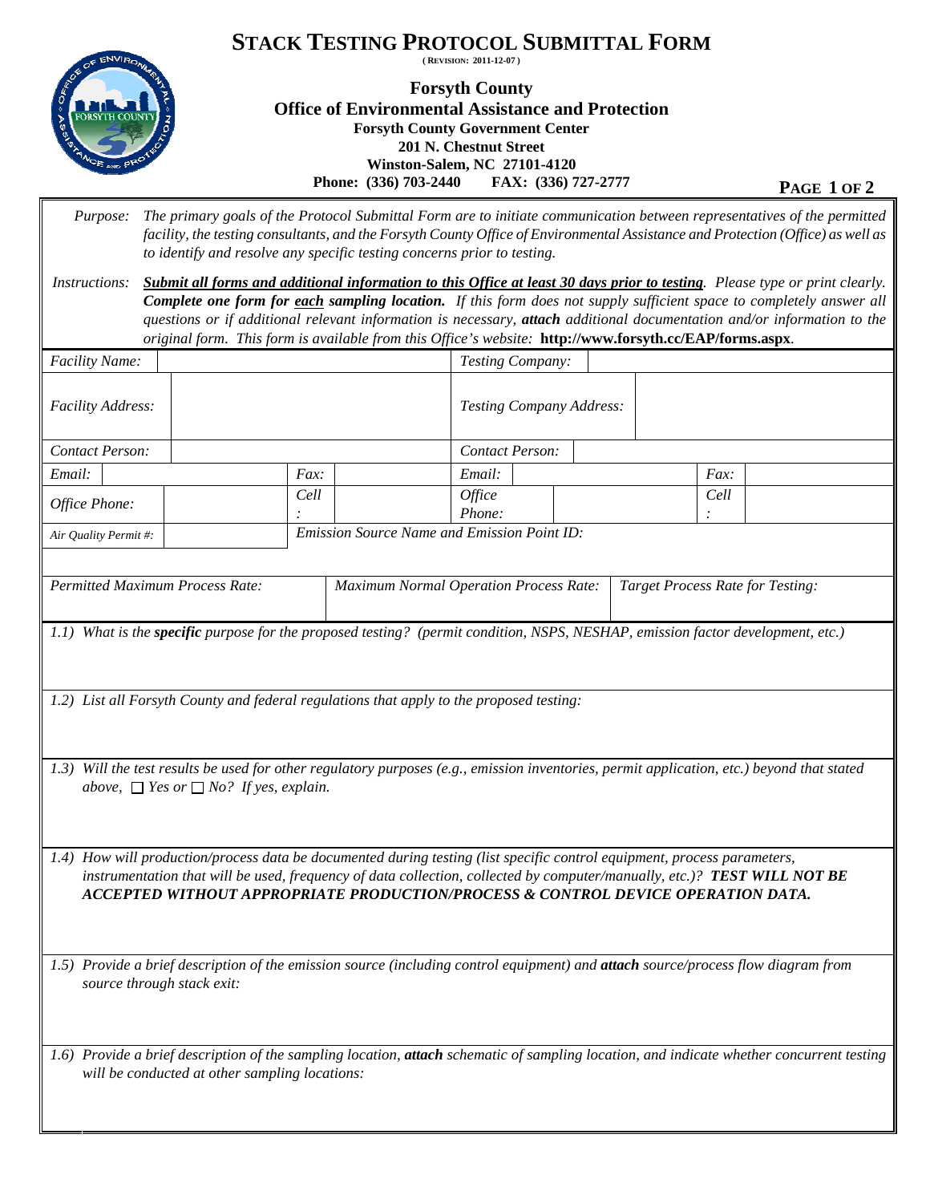# STACK TESTING PROTOCOL SUBMITTAL FORM

(REVISION: 2011-12-07)

**Forsyth County**
**Office of Environmental Assistance and Protection**
**Forsyth County Government Center**
**201 N. Chestnut Street**
**Winston-Salem, NC 27101-4120**
**Phone: (336) 703-2440 FAX: (336) 727-2777**

*Purpose:* *The primary goals of the Protocol Submittal Form are to initiate communication between representatives of the permitted facility, the testing consultants, and the Forsyth County Office of Environmental Assistance and Protection (Office) as well as to identify and resolve any specific testing concerns prior to testing.*

*Instructions:* ***Submit all forms and additional information to this Office at least 30 days prior to testing**. Please type or print clearly. **Complete one form for each sampling location.** If this form does not supply sufficient space to completely answer all questions or if additional relevant information is necessary, **attach** additional documentation and/or information to the original form. This form is available from this Office's website:* **http://www.forsyth.cc/EAP/forms.aspx**.

| | | | | | | | |
|---|---|---|---|---|---|---|---|
| *Facility Name:* | | | | *Testing Company:* | | | |
| *Facility Address:* | | | | *Testing Company Address:* | | | |
| *Contact Person:* | | | | *Contact Person:* | | | |
| *Email:* | | *Fax:* | | *Email:* | | *Fax:* | |
| *Office Phone:* | | *Cell:* | | *Office Phone:* | | *Cell:* | |
| *Air Quality Permit #:* | | *Emission Source Name and Emission Point ID:* | | | | | |

| *Permitted Maximum Process Rate:* | *Maximum Normal Operation Process Rate:* | *Target Process Rate for Testing:* |
|---|---|---|
| | | |

*1.1) What is the **specific** purpose for the proposed testing? (permit condition, NSPS, NESHAP, emission factor development, etc.)*

*1.2) List all Forsyth County and federal regulations that apply to the proposed testing:*

*1.3) Will the test results be used for other regulatory purposes (e.g., emission inventories, permit application, etc.) beyond that stated above, ☐ Yes or ☐ No? If yes, explain.*

*1.4) How will production/process data be documented during testing (list specific control equipment, process parameters, instrumentation that will be used, frequency of data collection, collected by computer/manually, etc.)? **TEST WILL NOT BE ACCEPTED WITHOUT APPROPRIATE PRODUCTION/PROCESS & CONTROL DEVICE OPERATION DATA.***

*1.5) Provide a brief description of the emission source (including control equipment) and **attach** source/process flow diagram from source through stack exit:*

*1.6) Provide a brief description of the sampling location, **attach** schematic of sampling location, and indicate whether concurrent testing will be conducted at other sampling locations:*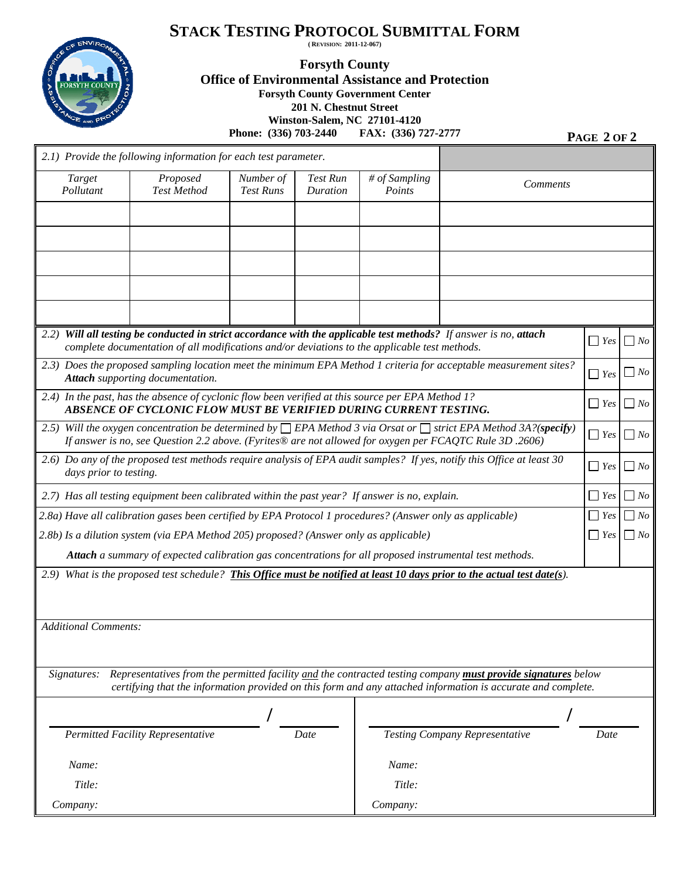# STACK TESTING PROTOCOL SUBMITTAL FORM

(REVISION: 2011-12-067)

**Forsyth County**
**Office of Environmental Assistance and Protection**
**Forsyth County Government Center**
**201 N. Chestnut Street**
**Winston-Salem, NC 27101-4120**
**Phone: (336) 703-2440 FAX: (336) 727-2777**

*2.1) Provide the following information for each test parameter.*

| *Target Pollutant* | *Proposed Test Method* | *Number of Test Runs* | *Test Run Duration* | *# of Sampling Points* | *Comments* |
|---|---|---|---|---|---|
| | | | | | |
| | | | | | |
| | | | | | |
| | | | | | |
| | | | | | |

| | | |
|---|---|---|
| *2.2) **Will all testing be conducted in strict accordance with the applicable test methods?** If answer is no, **attach** complete documentation of all modifications and/or deviations to the applicable test methods.* | ☐ *Yes* | ☐ *No* |
| *2.3) Does the proposed sampling location meet the minimum EPA Method 1 criteria for acceptable measurement sites? **Attach** supporting documentation.* | ☐ *Yes* | ☐ *No* |
| *2.4) In the past, has the absence of cyclonic flow been verified at this source per EPA Method 1? **ABSENCE OF CYCLONIC FLOW MUST BE VERIFIED DURING CURRENT TESTING.*** | ☐ *Yes* | ☐ *No* |
| *2.5) Will the oxygen concentration be determined by ☐ EPA Method 3 via Orsat or ☐ strict EPA Method 3A?(**specify**) If answer is no, see Question 2.2 above. (Fyrites® are not allowed for oxygen per FCAQTC Rule 3D .2606)* | ☐ *Yes* | ☐ *No* |
| *2.6) Do any of the proposed test methods require analysis of EPA audit samples? If yes, notify this Office at least 30 days prior to testing.* | ☐ *Yes* | ☐ *No* |
| *2.7) Has all testing equipment been calibrated within the past year? If answer is no, explain.* | ☐ *Yes* | ☐ *No* |
| *2.8a) Have all calibration gases been certified by EPA Protocol 1 procedures? (Answer only as applicable)* | ☐ *Yes* | ☐ *No* |
| *2.8b) Is a dilution system (via EPA Method 205) proposed? (Answer only as applicable)* | ☐ *Yes* | ☐ *No* |
| ***Attach** a summary of expected calibration gas concentrations for all proposed instrumental test methods.* | | |

*2.9) What is the proposed test schedule? **This Office must be notified at least 10 days prior to the actual test date(s).***

*Additional Comments:*

*Signatures: Representatives from the permitted facility and the contracted testing company **must provide signatures** below certifying that the information provided on this form and any attached information is accurate and complete.*

| | |
|---|---|
| ______________________ / ________ | ______________________ / ________ |
| *Permitted Facility Representative* / *Date* | *Testing Company Representative* / *Date* |
| *Name:* | *Name:* |
| *Title:* | *Title:* |
| *Company:* | *Company:* |